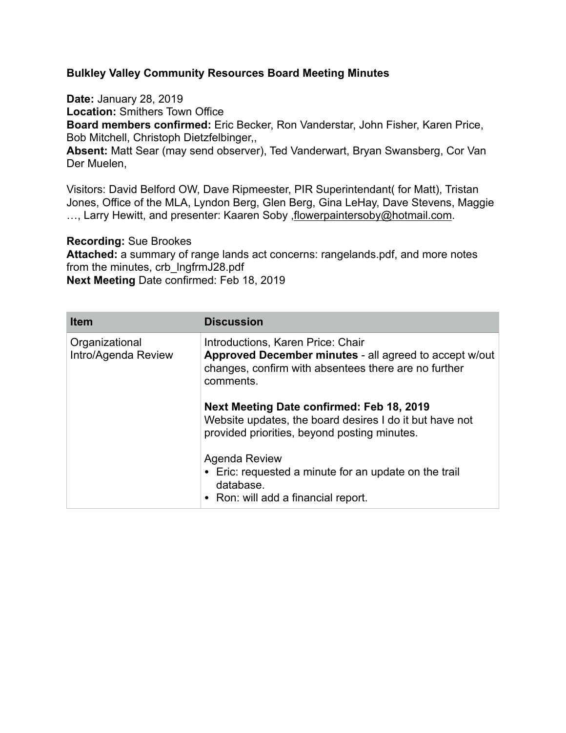**Bulkley Valley Community Resources Board Meeting Minutes**

**Date:** January 28, 2019
**Location:** Smithers Town Office
**Board members confirmed:** Eric Becker, Ron Vanderstar, John Fisher, Karen Price, Bob Mitchell, Christoph Dietzfelbinger,,
**Absent:** Matt Sear (may send observer), Ted Vanderwart, Bryan Swansberg, Cor Van Der Muelen,

Visitors: David Belford OW, Dave Ripmeester, PIR Superintendant( for Matt), Tristan Jones, Office of the MLA, Lyndon Berg, Glen Berg, Gina LeHay, Dave Stevens, Maggie …, Larry Hewitt, and presenter: Kaaren Soby ,flowerpaintersoby@hotmail.com.

**Recording:** Sue Brookes
**Attached:** a summary of range lands act concerns: rangelands.pdf, and more notes from the minutes, crb_lngfrmJ28.pdf
**Next Meeting** Date confirmed: Feb 18, 2019

| Item | Discussion |
|---|---|
| Organizational Intro/Agenda Review | Introductions, Karen Price: Chair<br>**Approved December minutes** - all agreed to accept w/out changes, confirm with absentees there are no further comments.<br><br>**Next Meeting Date confirmed: Feb 18, 2019**<br>Website updates, the board desires I do it but have not provided priorities, beyond posting minutes.<br><br>Agenda Review<br>• Eric: requested a minute for an update on the trail database.<br>• Ron: will add a financial report. |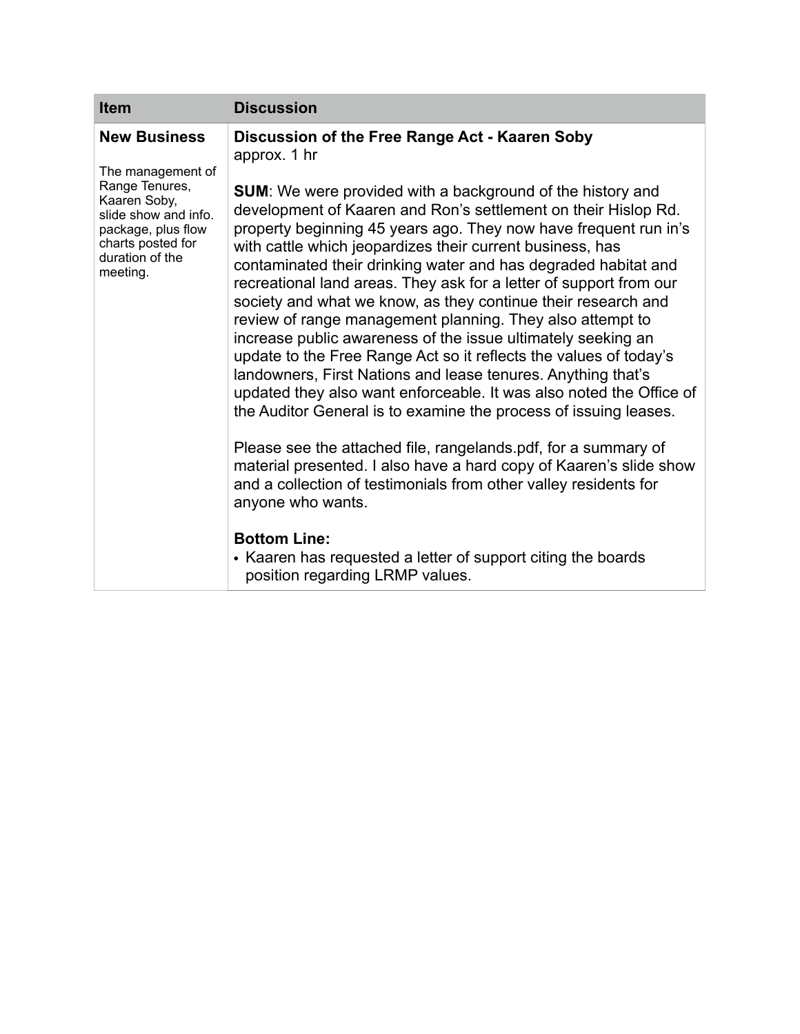| Item | Discussion |
| --- | --- |
| **New Business**<br><br>The management of Range Tenures, Kaaren Soby, slide show and info. package, plus flow charts posted for duration of the meeting. | **Discussion of the Free Range Act - Kaaren Soby**<br>approx. 1 hr<br><br>**SUM**: We were provided with a background of the history and development of Kaaren and Ron's settlement on their Hislop Rd. property beginning 45 years ago. They now have frequent run in's with cattle which jeopardizes their current business, has contaminated their drinking water and has degraded habitat and recreational land areas. They ask for a letter of support from our society and what we know, as they continue their research and review of range management planning. They also attempt to increase public awareness of the issue ultimately seeking an update to the Free Range Act so it reflects the values of today's landowners, First Nations and lease tenures. Anything that's updated they also want enforceable. It was also noted the Office of the Auditor General is to examine the process of issuing leases.<br><br>Please see the attached file, rangelands.pdf, for a summary of material presented. I also have a hard copy of Kaaren's slide show and a collection of testimonials from other valley residents for anyone who wants.<br><br>**Bottom Line:**<br>• Kaaren has requested a letter of support citing the boards position regarding LRMP values. |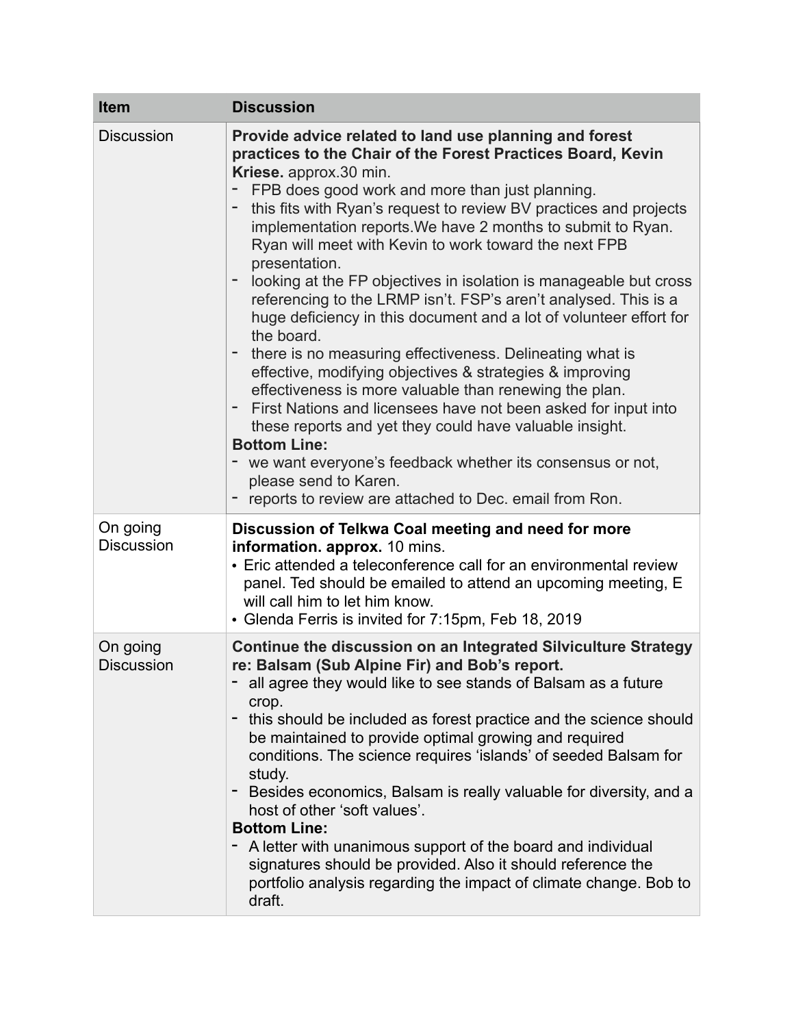| Item | Discussion |
|---|---|
| Discussion | **Provide advice related to land use planning and forest practices to the Chair of the Forest Practices Board, Kevin Kriese.** approx.30 min.<br>- FPB does good work and more than just planning.<br>- this fits with Ryan's request to review BV practices and projects implementation reports.We have 2 months to submit to Ryan. Ryan will meet with Kevin to work toward the next FPB presentation.<br>- looking at the FP objectives in isolation is manageable but cross referencing to the LRMP isn't. FSP's aren't analysed. This is a huge deficiency in this document and a lot of volunteer effort for the board.<br>- there is no measuring effectiveness. Delineating what is effective, modifying objectives & strategies & improving effectiveness is more valuable than renewing the plan.<br>- First Nations and licensees have not been asked for input into these reports and yet they could have valuable insight.<br>**Bottom Line:**<br>- we want everyone's feedback whether its consensus or not, please send to Karen.<br>- reports to review are attached to Dec. email from Ron. |
| On going Discussion | **Discussion of Telkwa Coal meeting and need for more information. approx.** 10 mins.<br>• Eric attended a teleconference call for an environmental review panel. Ted should be emailed to attend an upcoming meeting, E will call him to let him know.<br>• Glenda Ferris is invited for 7:15pm, Feb 18, 2019 |
| On going Discussion | **Continue the discussion on an Integrated Silviculture Strategy re: Balsam (Sub Alpine Fir) and Bob's report.**<br>- all agree they would like to see stands of Balsam as a future crop.<br>- this should be included as forest practice and the science should be maintained to provide optimal growing and required conditions. The science requires 'islands' of seeded Balsam for study.<br>- Besides economics, Balsam is really valuable for diversity, and a host of other 'soft values'.<br>**Bottom Line:**<br>- A letter with unanimous support of the board and individual signatures should be provided. Also it should reference the portfolio analysis regarding the impact of climate change. Bob to draft. |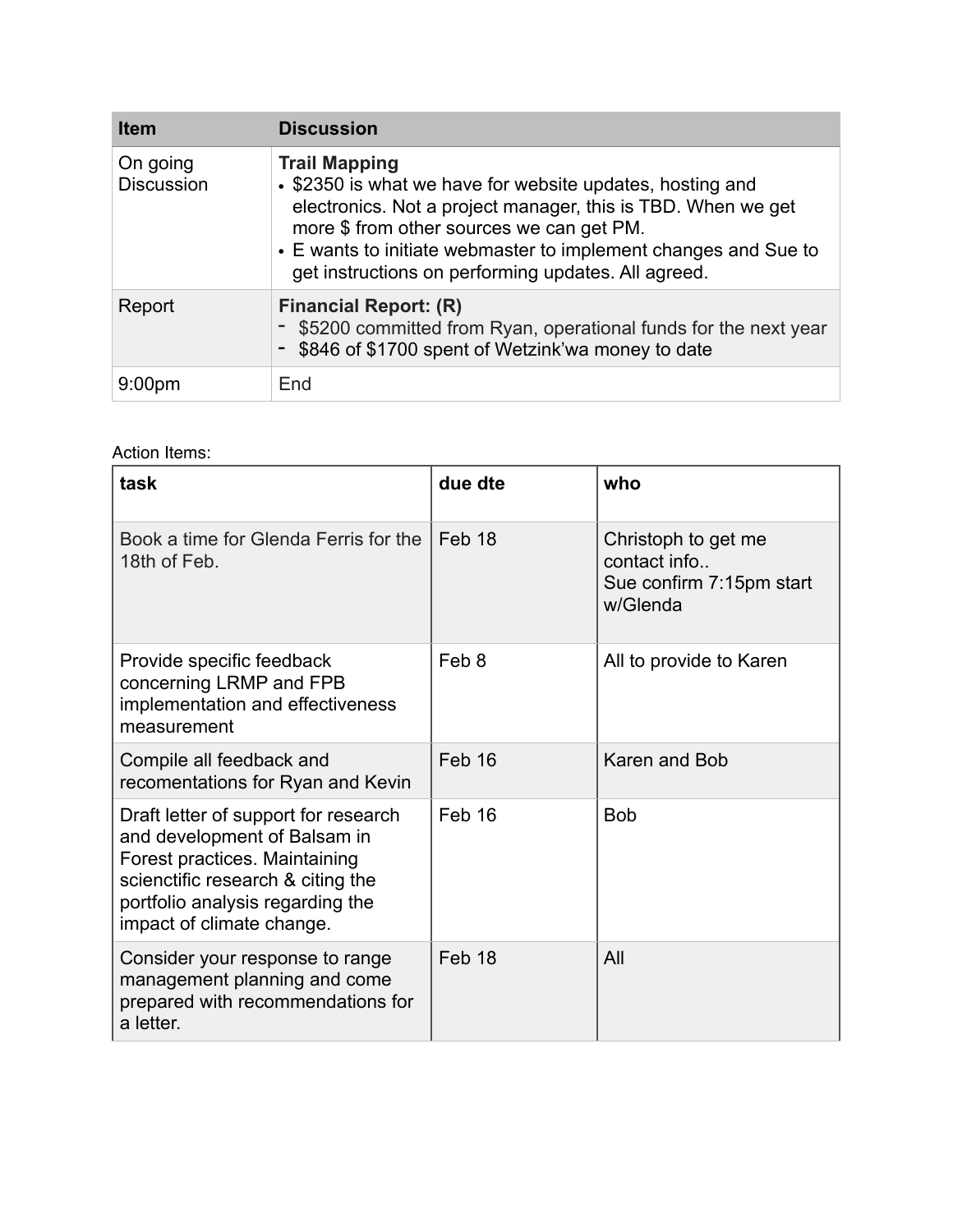| Item | Discussion |
| --- | --- |
| On going Discussion | **Trail Mapping**<br>• $2350 is what we have for website updates, hosting and electronics. Not a project manager, this is TBD. When we get more $ from other sources we can get PM.<br>• E wants to initiate webmaster to implement changes and Sue to get instructions on performing updates. All agreed. |
| Report | **Financial Report: (R)**<br>- $5200 committed from Ryan, operational funds for the next year<br>- $846 of $1700 spent of Wetzink'wa money to date |
| 9:00pm | End |

Action Items:

| task | due dte | who |
| --- | --- | --- |
| Book a time for Glenda Ferris for the 18th of Feb. | Feb 18 | Christoph to get me contact info..<br>Sue confirm 7:15pm start w/Glenda |
| Provide specific feedback concerning LRMP and FPB implementation and effectiveness measurement | Feb 8 | All to provide to Karen |
| Compile all feedback and recomentations for Ryan and Kevin | Feb 16 | Karen and Bob |
| Draft letter of support for research and development of Balsam in Forest practices. Maintaining scienctific research & citing the portfolio analysis regarding the impact of climate change. | Feb 16 | Bob |
| Consider your response to range management planning and come prepared with recommendations for a letter. | Feb 18 | All |